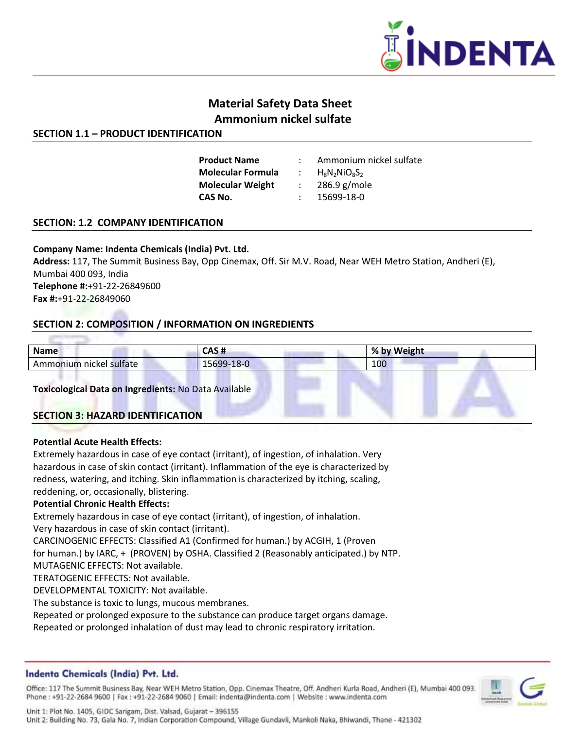# Material Safety Data Sheet
# Ammonium nickel sulfate

## SECTION 1.1 – PRODUCT IDENTIFICATION

| | | |
|---|---|---|
| **Product Name** | : | Ammonium nickel sulfate |
| **Molecular Formula** | : | $H_8N_2NiO_8S_2$ |
| **Molecular Weight** | : | 286.9 g/mole |
| **CAS No.** | : | 15699-18-0 |

## SECTION: 1.2 COMPANY IDENTIFICATION

**Company Name: Indenta Chemicals (India) Pvt. Ltd.**
**Address:** 117, The Summit Business Bay, Opp Cinemax, Off. Sir M.V. Road, Near WEH Metro Station, Andheri (E), Mumbai 400 093, India
**Telephone #:**+91-22-26849600
**Fax #:**+91-22-26849060

## SECTION 2: COMPOSITION / INFORMATION ON INGREDIENTS

| Name | CAS # | % by Weight |
|---|---|---|
| Ammonium nickel sulfate | 15699-18-0 | 100 |

**Toxicological Data on Ingredients:** No Data Available

## SECTION 3: HAZARD IDENTIFICATION

**Potential Acute Health Effects:**
Extremely hazardous in case of eye contact (irritant), of ingestion, of inhalation. Very hazardous in case of skin contact (irritant). Inflammation of the eye is characterized by redness, watering, and itching. Skin inflammation is characterized by itching, scaling, reddening, or, occasionally, blistering.
**Potential Chronic Health Effects:**
Extremely hazardous in case of eye contact (irritant), of ingestion, of inhalation.
Very hazardous in case of skin contact (irritant).
CARCINOGENIC EFFECTS: Classified A1 (Confirmed for human.) by ACGIH, 1 (Proven for human.) by IARC, + (PROVEN) by OSHA. Classified 2 (Reasonably anticipated.) by NTP.
MUTAGENIC EFFECTS: Not available.
TERATOGENIC EFFECTS: Not available.
DEVELOPMENTAL TOXICITY: Not available.
The substance is toxic to lungs, mucous membranes.
Repeated or prolonged exposure to the substance can produce target organs damage.
Repeated or prolonged inhalation of dust may lead to chronic respiratory irritation.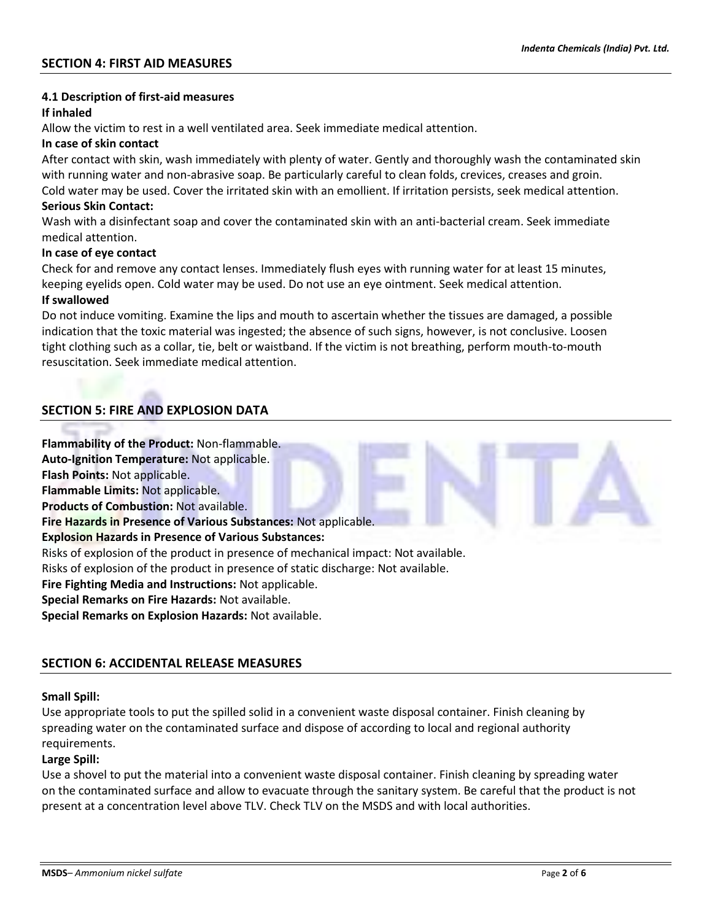## SECTION 4: FIRST AID MEASURES

### 4.1 Description of first-aid measures

**If inhaled**

Allow the victim to rest in a well ventilated area. Seek immediate medical attention.

**In case of skin contact**

After contact with skin, wash immediately with plenty of water. Gently and thoroughly wash the contaminated skin with running water and non-abrasive soap. Be particularly careful to clean folds, crevices, creases and groin. Cold water may be used. Cover the irritated skin with an emollient. If irritation persists, seek medical attention.

**Serious Skin Contact:**

Wash with a disinfectant soap and cover the contaminated skin with an anti-bacterial cream. Seek immediate medical attention.

**In case of eye contact**

Check for and remove any contact lenses. Immediately flush eyes with running water for at least 15 minutes, keeping eyelids open. Cold water may be used. Do not use an eye ointment. Seek medical attention.

**If swallowed**

Do not induce vomiting. Examine the lips and mouth to ascertain whether the tissues are damaged, a possible indication that the toxic material was ingested; the absence of such signs, however, is not conclusive. Loosen tight clothing such as a collar, tie, belt or waistband. If the victim is not breathing, perform mouth-to-mouth resuscitation. Seek immediate medical attention.

## SECTION 5: FIRE AND EXPLOSION DATA

**Flammability of the Product:** Non-flammable.
**Auto-Ignition Temperature:** Not applicable.
**Flash Points:** Not applicable.
**Flammable Limits:** Not applicable.
**Products of Combustion:** Not available.
**Fire Hazards in Presence of Various Substances:** Not applicable.
**Explosion Hazards in Presence of Various Substances:**
Risks of explosion of the product in presence of mechanical impact: Not available.
Risks of explosion of the product in presence of static discharge: Not available.
**Fire Fighting Media and Instructions:** Not applicable.
**Special Remarks on Fire Hazards:** Not available.
**Special Remarks on Explosion Hazards:** Not available.

## SECTION 6: ACCIDENTAL RELEASE MEASURES

**Small Spill:**

Use appropriate tools to put the spilled solid in a convenient waste disposal container. Finish cleaning by spreading water on the contaminated surface and dispose of according to local and regional authority requirements.

**Large Spill:**

Use a shovel to put the material into a convenient waste disposal container. Finish cleaning by spreading water on the contaminated surface and allow to evacuate through the sanitary system. Be careful that the product is not present at a concentration level above TLV. Check TLV on the MSDS and with local authorities.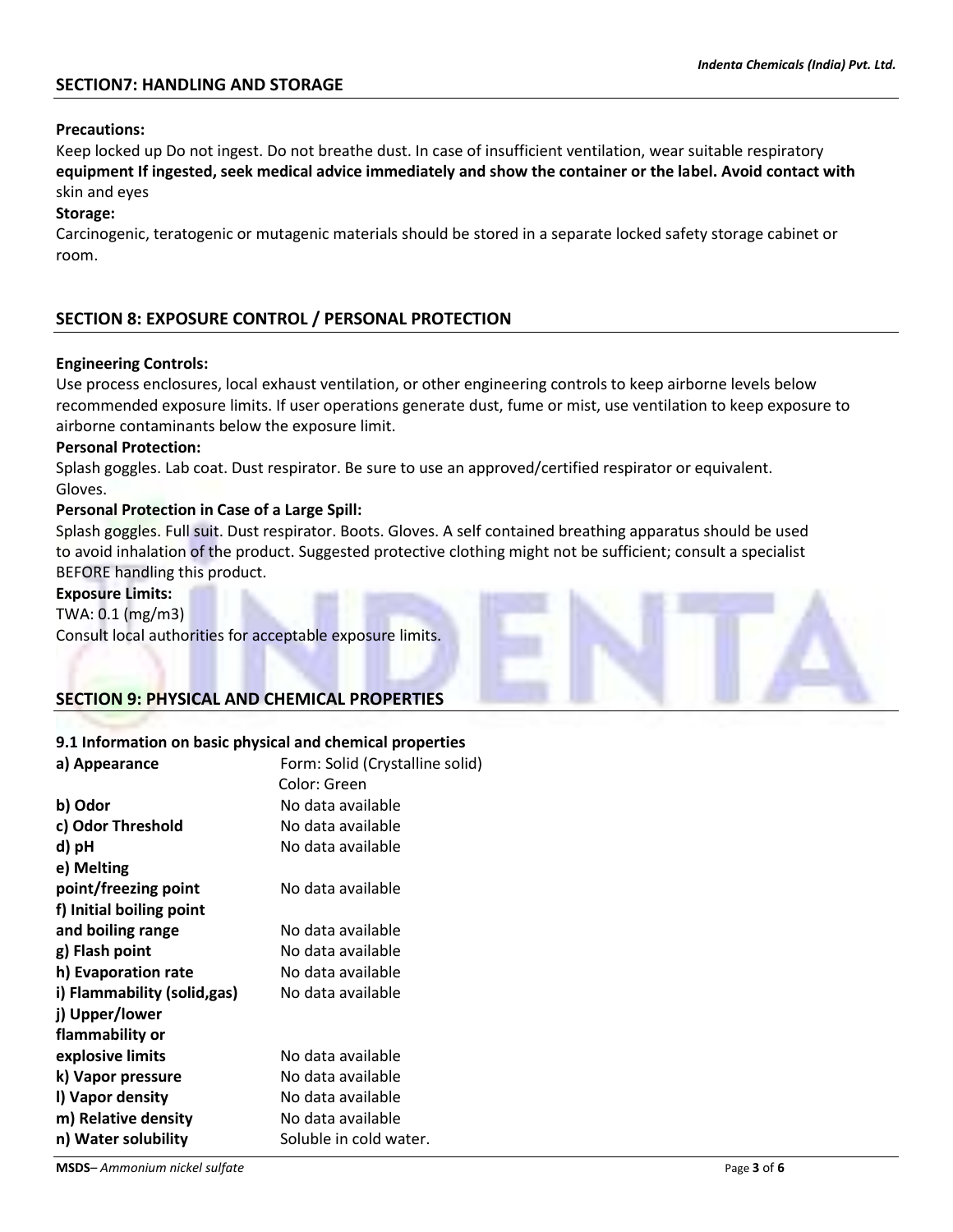## SECTION7: HANDLING AND STORAGE

**Precautions:**

Keep locked up Do not ingest. Do not breathe dust. In case of insufficient ventilation, wear suitable respiratory **equipment If ingested, seek medical advice immediately and show the container or the label. Avoid contact with** skin and eyes

**Storage:**

Carcinogenic, teratogenic or mutagenic materials should be stored in a separate locked safety storage cabinet or room.

## SECTION 8: EXPOSURE CONTROL / PERSONAL PROTECTION

**Engineering Controls:**

Use process enclosures, local exhaust ventilation, or other engineering controls to keep airborne levels below recommended exposure limits. If user operations generate dust, fume or mist, use ventilation to keep exposure to airborne contaminants below the exposure limit.

**Personal Protection:**

Splash goggles. Lab coat. Dust respirator. Be sure to use an approved/certified respirator or equivalent. Gloves.

**Personal Protection in Case of a Large Spill:**

Splash goggles. Full suit. Dust respirator. Boots. Gloves. A self contained breathing apparatus should be used to avoid inhalation of the product. Suggested protective clothing might not be sufficient; consult a specialist BEFORE handling this product.

**Exposure Limits:**

TWA: 0.1 (mg/m3)

Consult local authorities for acceptable exposure limits.

## SECTION 9: PHYSICAL AND CHEMICAL PROPERTIES

**9.1 Information on basic physical and chemical properties**

| | |
|---|---|
| **a) Appearance** | Form: Solid (Crystalline solid)<br>Color: Green |
| **b) Odor** | No data available |
| **c) Odor Threshold** | No data available |
| **d) pH** | No data available |
| **e) Melting point/freezing point** | No data available |
| **f) Initial boiling point and boiling range** | No data available |
| **g) Flash point** | No data available |
| **h) Evaporation rate** | No data available |
| **i) Flammability (solid,gas)** | No data available |
| **j) Upper/lower flammability or explosive limits** | No data available |
| **k) Vapor pressure** | No data available |
| **l) Vapor density** | No data available |
| **m) Relative density** | No data available |
| **n) Water solubility** | Soluble in cold water. |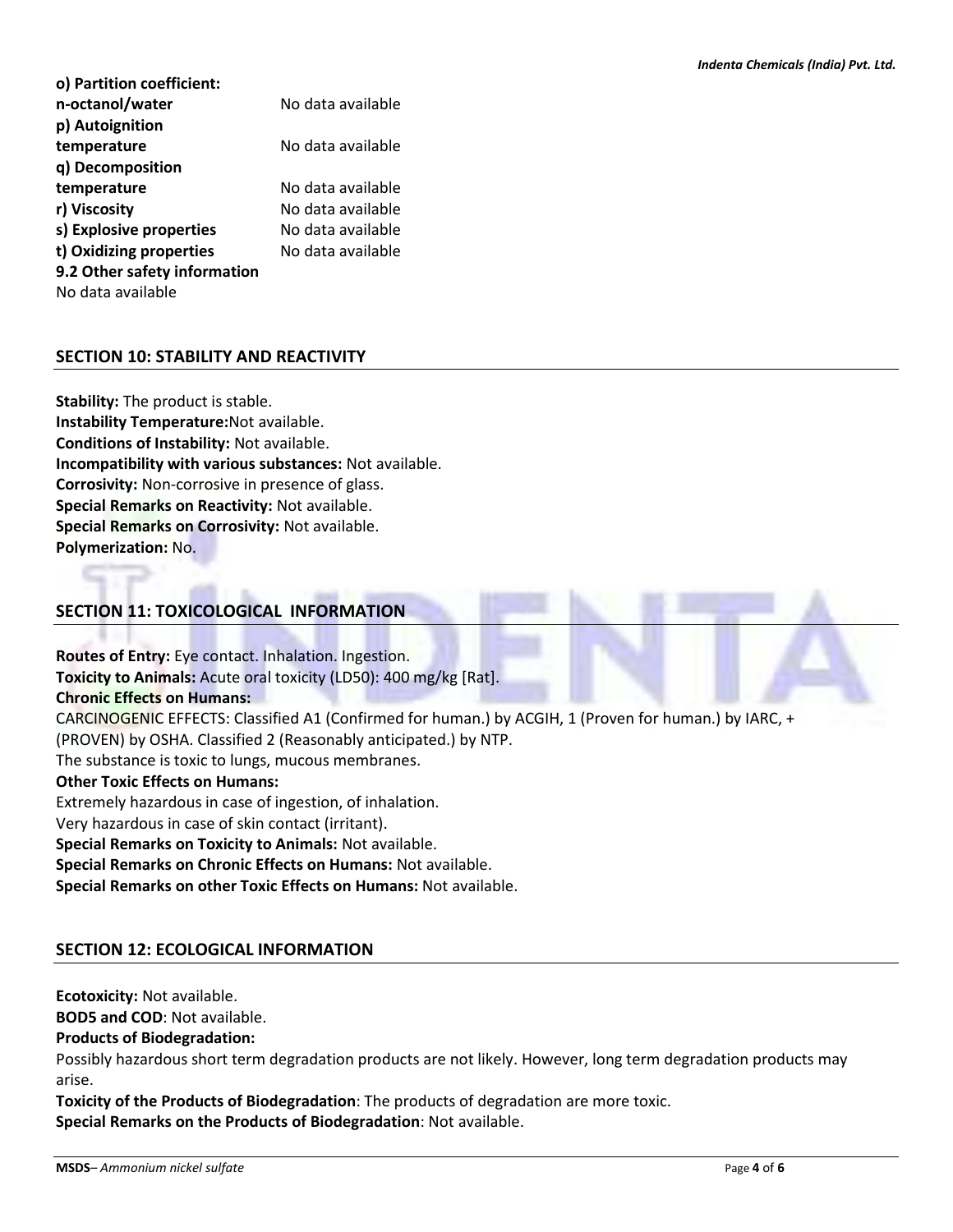| | |
|---|---|
| **o) Partition coefficient: n-octanol/water** | No data available |
| **p) Autoignition temperature** | No data available |
| **q) Decomposition temperature** | No data available |
| **r) Viscosity** | No data available |
| **s) Explosive properties** | No data available |
| **t) Oxidizing properties** | No data available |

**9.2 Other safety information**

No data available

## SECTION 10: STABILITY AND REACTIVITY

**Stability:** The product is stable.
**Instability Temperature:**Not available.
**Conditions of Instability:** Not available.
**Incompatibility with various substances:** Not available.
**Corrosivity:** Non-corrosive in presence of glass.
**Special Remarks on Reactivity:** Not available.
**Special Remarks on Corrosivity:** Not available.
**Polymerization:** No.

## SECTION 11: TOXICOLOGICAL INFORMATION

**Routes of Entry:** Eye contact. Inhalation. Ingestion.
**Toxicity to Animals:** Acute oral toxicity (LD50): 400 mg/kg [Rat].
**Chronic Effects on Humans:**
CARCINOGENIC EFFECTS: Classified A1 (Confirmed for human.) by ACGIH, 1 (Proven for human.) by IARC, + (PROVEN) by OSHA. Classified 2 (Reasonably anticipated.) by NTP.
The substance is toxic to lungs, mucous membranes.
**Other Toxic Effects on Humans:**
Extremely hazardous in case of ingestion, of inhalation.
Very hazardous in case of skin contact (irritant).
**Special Remarks on Toxicity to Animals:** Not available.
**Special Remarks on Chronic Effects on Humans:** Not available.
**Special Remarks on other Toxic Effects on Humans:** Not available.

## SECTION 12: ECOLOGICAL INFORMATION

**Ecotoxicity:** Not available.
**BOD5 and COD**: Not available.
**Products of Biodegradation:**
Possibly hazardous short term degradation products are not likely. However, long term degradation products may arise.
**Toxicity of the Products of Biodegradation**: The products of degradation are more toxic.
**Special Remarks on the Products of Biodegradation**: Not available.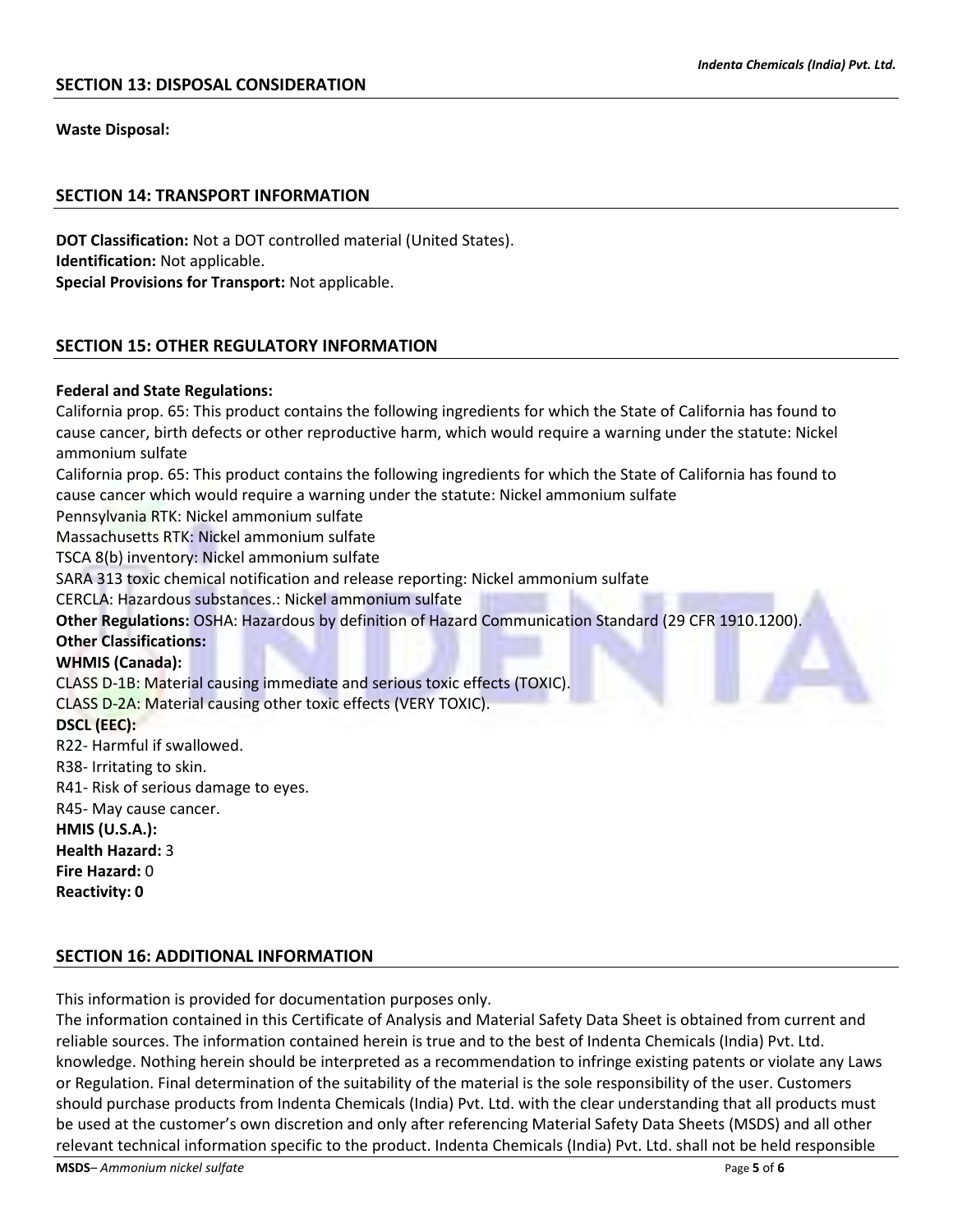## SECTION 13: DISPOSAL CONSIDERATION

**Waste Disposal:**

## SECTION 14: TRANSPORT INFORMATION

**DOT Classification:** Not a DOT controlled material (United States).
**Identification:** Not applicable.
**Special Provisions for Transport:** Not applicable.

## SECTION 15: OTHER REGULATORY INFORMATION

**Federal and State Regulations:**
California prop. 65: This product contains the following ingredients for which the State of California has found to cause cancer, birth defects or other reproductive harm, which would require a warning under the statute: Nickel ammonium sulfate
California prop. 65: This product contains the following ingredients for which the State of California has found to cause cancer which would require a warning under the statute: Nickel ammonium sulfate
Pennsylvania RTK: Nickel ammonium sulfate
Massachusetts RTK: Nickel ammonium sulfate
TSCA 8(b) inventory: Nickel ammonium sulfate
SARA 313 toxic chemical notification and release reporting: Nickel ammonium sulfate
CERCLA: Hazardous substances.: Nickel ammonium sulfate
**Other Regulations:** OSHA: Hazardous by definition of Hazard Communication Standard (29 CFR 1910.1200).
**Other Classifications:**
**WHMIS (Canada):**
CLASS D-1B: Material causing immediate and serious toxic effects (TOXIC).
CLASS D-2A: Material causing other toxic effects (VERY TOXIC).
**DSCL (EEC):**
R22- Harmful if swallowed.
R38- Irritating to skin.
R41- Risk of serious damage to eyes.
R45- May cause cancer.
**HMIS (U.S.A.):**
**Health Hazard:** 3
**Fire Hazard:** 0
**Reactivity: 0**

## SECTION 16: ADDITIONAL INFORMATION

This information is provided for documentation purposes only.
The information contained in this Certificate of Analysis and Material Safety Data Sheet is obtained from current and reliable sources. The information contained herein is true and to the best of Indenta Chemicals (India) Pvt. Ltd. knowledge. Nothing herein should be interpreted as a recommendation to infringe existing patents or violate any Laws or Regulation. Final determination of the suitability of the material is the sole responsibility of the user. Customers should purchase products from Indenta Chemicals (India) Pvt. Ltd. with the clear understanding that all products must be used at the customer's own discretion and only after referencing Material Safety Data Sheets (MSDS) and all other relevant technical information specific to the product. Indenta Chemicals (India) Pvt. Ltd. shall not be held responsible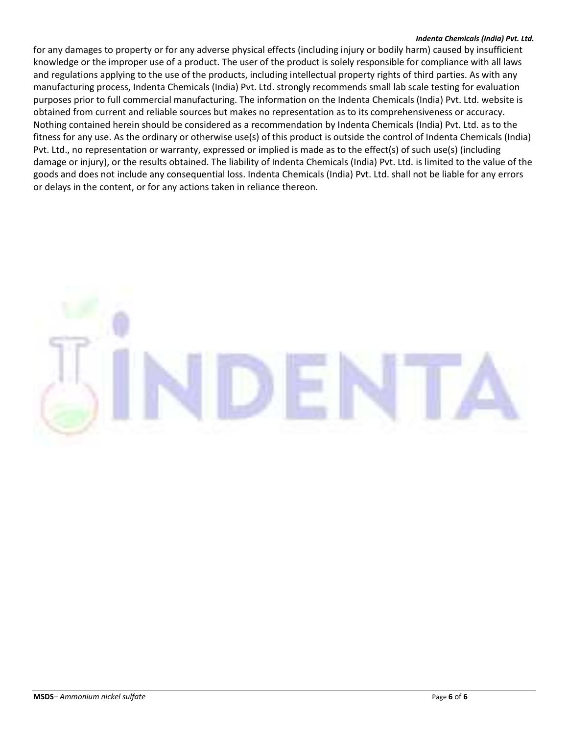for any damages to property or for any adverse physical effects (including injury or bodily harm) caused by insufficient knowledge or the improper use of a product. The user of the product is solely responsible for compliance with all laws and regulations applying to the use of the products, including intellectual property rights of third parties. As with any manufacturing process, Indenta Chemicals (India) Pvt. Ltd. strongly recommends small lab scale testing for evaluation purposes prior to full commercial manufacturing. The information on the Indenta Chemicals (India) Pvt. Ltd. website is obtained from current and reliable sources but makes no representation as to its comprehensiveness or accuracy. Nothing contained herein should be considered as a recommendation by Indenta Chemicals (India) Pvt. Ltd. as to the fitness for any use. As the ordinary or otherwise use(s) of this product is outside the control of Indenta Chemicals (India) Pvt. Ltd., no representation or warranty, expressed or implied is made as to the effect(s) of such use(s) (including damage or injury), or the results obtained. The liability of Indenta Chemicals (India) Pvt. Ltd. is limited to the value of the goods and does not include any consequential loss. Indenta Chemicals (India) Pvt. Ltd. shall not be liable for any errors or delays in the content, or for any actions taken in reliance thereon.